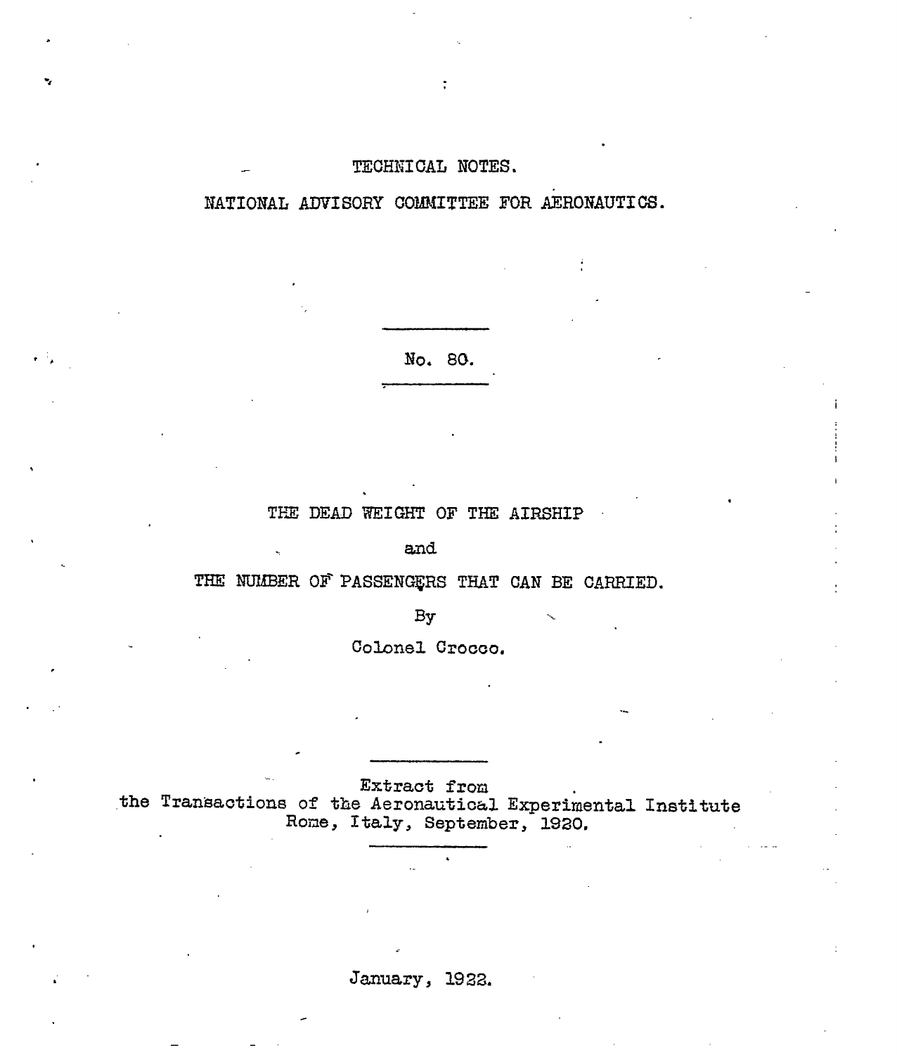TECHNICAL NOTES.

NATIONAL ADVISORY COMMITTEE FOR AERONAUTICS.

No. 80.

# THE DEAD WEIGHT OF THE AIRSHIP

and

# THE NUMBER OF PASSENGERS THAT CAN BE CARRIED.

By

Colonel Crocco.

Extract from
the Transactions of the Aeronautical Experimental Institute
Rome, Italy, September, 1920.

January, 1922.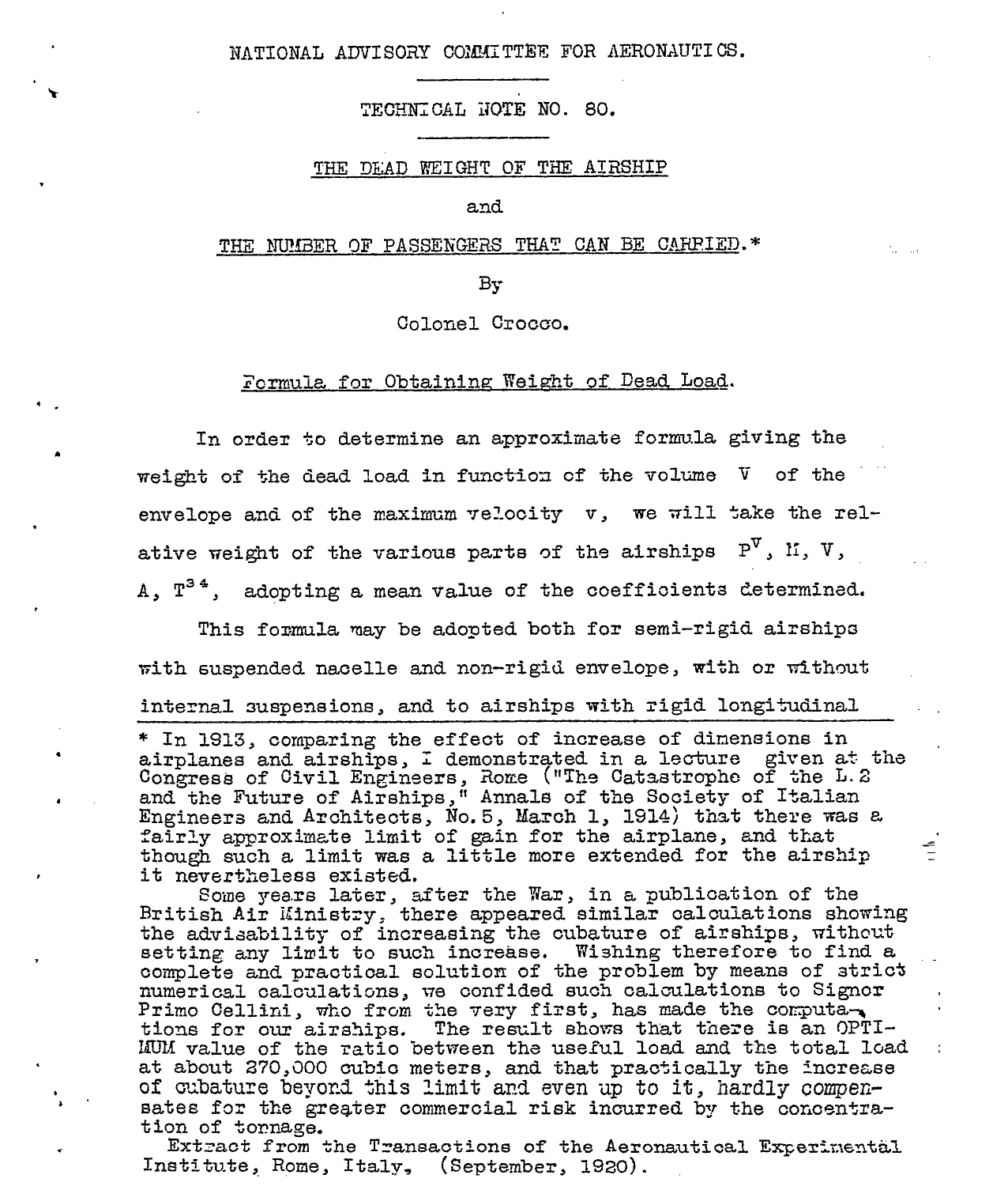NATIONAL ADVISORY COMMITTEE FOR AERONAUTICS.

TECHNICAL NOTE NO. 80.

# THE DEAD WEIGHT OF THE AIRSHIP

and

# THE NUMBER OF PASSENGERS THAT CAN BE CARRIED.*

By

Colonel Crocco.

## Formula for Obtaining Weight of Dead Load.

In order to determine an approximate formula giving the weight of the dead load in function of the volume V of the envelope and of the maximum velocity v, we will take the relative weight of the various parts of the airships $P^V$, M, V, A, $T^{34}$, adopting a mean value of the coefficients determined.

This formula may be adopted both for semi-rigid airships with suspended nacelle and non-rigid envelope, with or without internal suspensions, and to airships with rigid longitudinal

---

* In 1913, comparing the effect of increase of dimensions in airplanes and airships, I demonstrated in a lecture given at the Congress of Civil Engineers, Rome ("The Catastrophe of the L.2 and the Future of Airships," Annals of the Society of Italian Engineers and Architects, No.5, March 1, 1914) that there was a fairly approximate limit of gain for the airplane, and that though such a limit was a little more extended for the airship it nevertheless existed.

Some years later, after the War, in a publication of the British Air Ministry, there appeared similar calculations showing the advisability of increasing the cubature of airships, without setting any limit to such increase. Wishing therefore to find a complete and practical solution of the problem by means of strict numerical calculations, we confided such calculations to Signor Primo Cellini, who from the very first, has made the computations for our airships. The result shows that there is an OPTIMUM value of the ratio between the useful load and the total load at about 270,000 cubic meters, and that practically the increase of cubature beyond this limit and even up to it, hardly compensates for the greater commercial risk incurred by the concentration of tonnage.

Extract from the Transactions of the Aeronautical Experimental Institute, Rome, Italy, (September, 1920).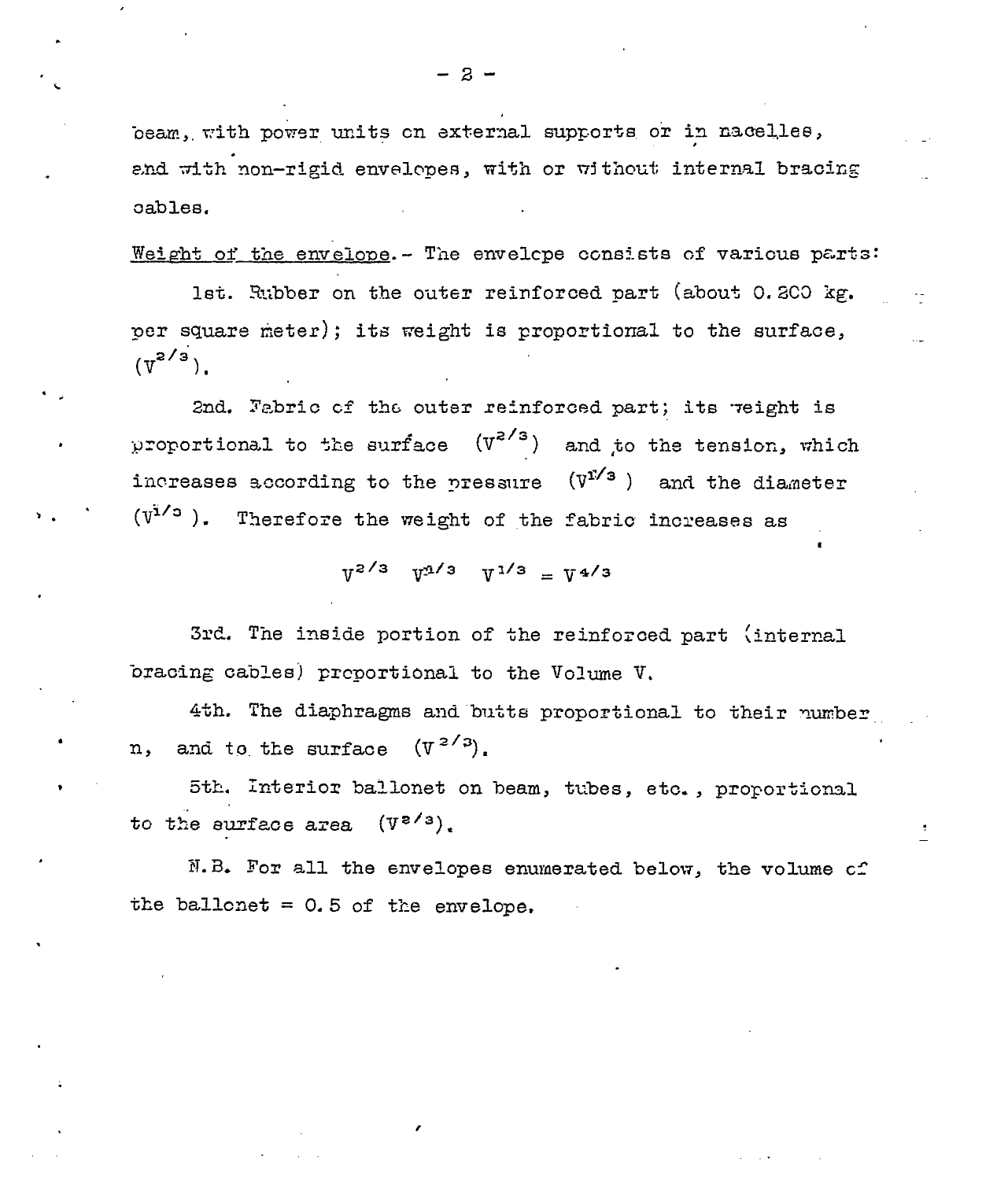beam, with power units on external supports or in nacelles, and with non-rigid envelopes, with or without internal bracing cables.

Weight of the envelope.- The envelope consists of various parts:

1st. Rubber on the outer reinforced part (about 0.200 kg. per square meter); its weight is proportional to the surface, $(V^{2/3})$.

2nd. Fabric of the outer reinforced part; its weight is proportional to the surface $(V^{2/3})$ and to the tension, which increases according to the pressure $(V^{1/3})$ and the diameter $(V^{1/3})$. Therefore the weight of the fabric increases as

$$V^{2/3} \quad V^{1/3} \quad V^{1/3} = V^{4/3}$$

3rd. The inside portion of the reinforced part (internal bracing cables) proportional to the Volume V.

4th. The diaphragms and butts proportional to their number n, and to the surface $(V^{2/3})$.

5th. Interior ballonet on beam, tubes, etc., proportional to the surface area $(V^{2/3})$.

N.B. For all the envelopes enumerated below, the volume of the ballonet = 0.5 of the envelope.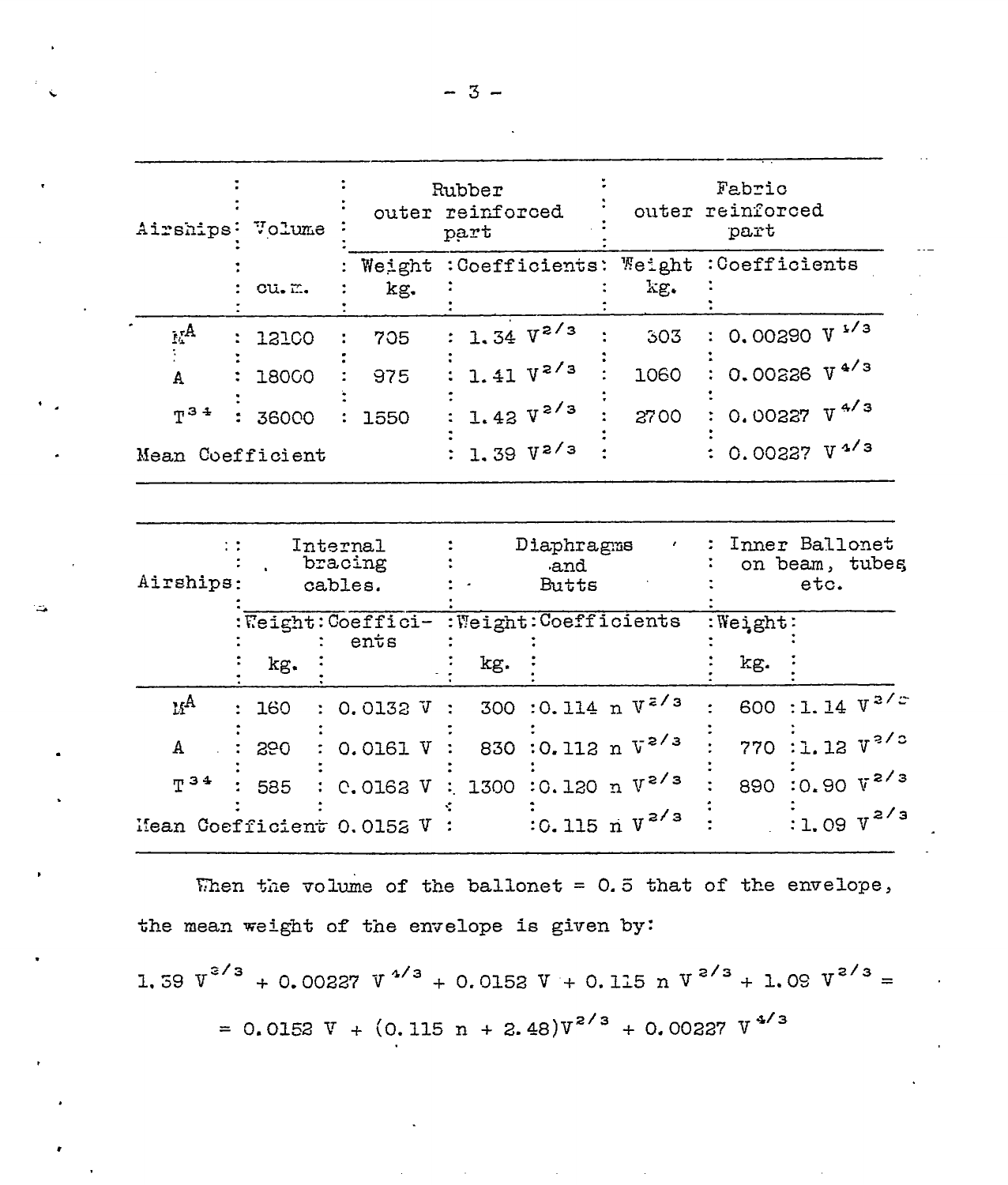| Airships | Volume | Rubber outer reinforced part | | Fabric outer reinforced part | |
|---|---|---|---|---|---|
| | cu. m. | Weight kg. | Coefficients | Weight kg. | Coefficients |
| $M^A$ | 12100 | 705 | $1.34\ V^{2/3}$ | 303 | $0.00290\ V^{1/3}$ |
| A | 18000 | 975 | $1.41\ V^{2/3}$ | 1060 | $0.00226\ V^{4/3}$ |
| $T^{34}$ | 36000 | 1550 | $1.42\ V^{2/3}$ | 2700 | $0.00227\ V^{4/3}$ |
| Mean Coefficient | | | $1.39\ V^{2/3}$ | | $0.00227\ V^{4/3}$ |

| Airships | Internal bracing cables. | | Diaphragms and Butts | | Inner Ballonet on beam, tubes etc. | |
|---|---|---|---|---|---|---|
| | Weight kg. | Coefficients | Weight kg. | Coefficients | Weight kg. | |
| $M^A$ | 160 | $0.0132\ V$ | 300 | $0.114\ n\ V^{2/3}$ | 600 | $1.14\ V^{2/3}$ |
| A | 290 | $0.0161\ V$ | 830 | $0.112\ n\ V^{2/3}$ | 770 | $1.12\ V^{2/3}$ |
| $T^{34}$ | 585 | $0.0162\ V$ | 1300 | $0.120\ n\ V^{2/3}$ | 890 | $0.90\ V^{2/3}$ |
| Mean Coefficient | | $0.0152\ V$ | | $0.115\ n\ V^{2/3}$ | | $1.09\ V^{2/3}$ |

When the volume of the ballonet = 0.5 that of the envelope, the mean weight of the envelope is given by:

$$1.39\ V^{2/3} + 0.00227\ V^{4/3} + 0.0152\ V + 0.115\ n\ V^{2/3} + 1.09\ V^{2/3} =$$

$$= 0.0152\ V + (0.115\ n + 2.48)V^{2/3} + 0.00227\ V^{4/3}$$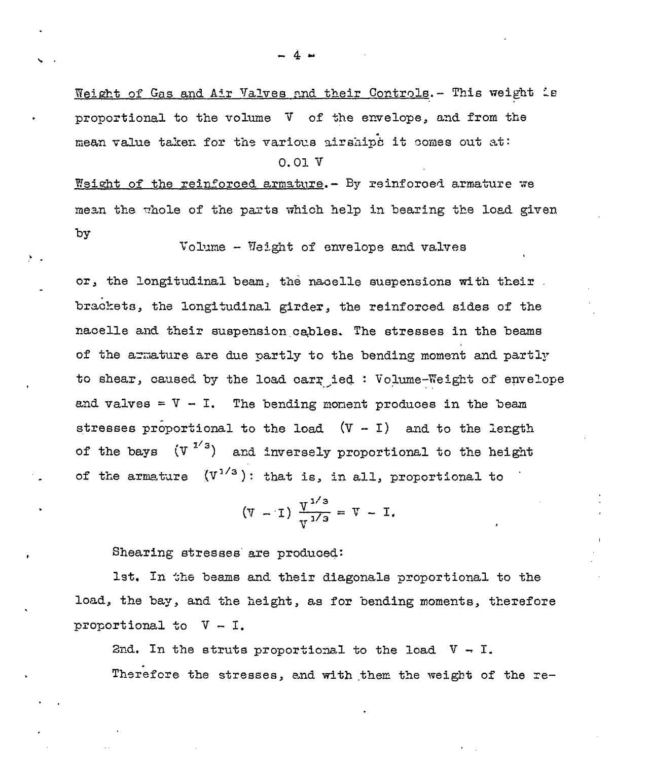<u>Weight of Gas and Air Valves and their Controls</u>.- This weight is proportional to the volume $V$ of the envelope, and from the mean value taken for the various airships it comes out at:

$$0.01\ V$$

<u>Weight of the reinforced armature</u>.- By reinforced armature we mean the whole of the parts which help in bearing the load given by

Volume - Weight of envelope and valves

or, the longitudinal beam, the nacelle suspensions with their brackets, the longitudinal girder, the reinforced sides of the nacelle and their suspension cables. The stresses in the beams of the armature are due partly to the bending moment and partly to shear, caused by the load carried : Volume-Weight of envelope and valves = $V - I$. The bending moment produces in the beam stresses proportional to the load $(V - I)$ and to the length of the bays $(V^{1/3})$ and inversely proportional to the height of the armature $(V^{1/3})$: that is, in all, proportional to

$$(V - I)\ \frac{V^{1/3}}{V^{1/3}} = V - I.$$

Shearing stresses are produced:

1st. In the beams and their diagonals proportional to the load, the bay, and the height, as for bending moments, therefore proportional to $V - I$.

2nd. In the struts proportional to the load $V - I$.

Therefore the stresses, and with them the weight of the re-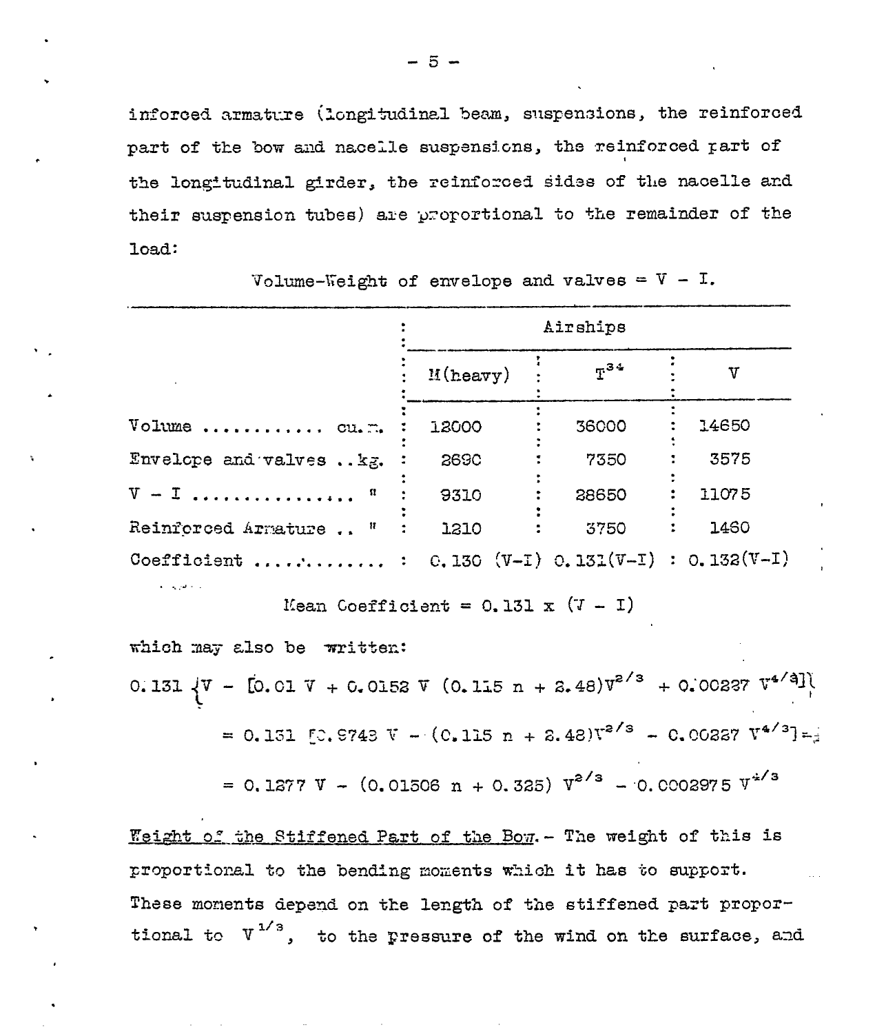inforced armature (longitudinal beam, suspensions, the reinforced part of the bow and nacelle suspensions, the reinforced part of the longitudinal girder, the reinforced sides of the nacelle and their suspension tubes) are proportional to the remainder of the load:

Volume-Weight of envelope and valves = V - I.

| | Airships | | |
|---|---|---|---|
| | M(heavy) | $T^{34}$ | V |
| Volume ........... cu.m. | 12000 | 36000 | 14650 |
| Envelope and valves ..kg. | 2690 | 7350 | 3575 |
| V - I ............... " | 9310 | 28650 | 11075 |
| Reinforced Armature .. " | 1210 | 3750 | 1460 |
| Coefficient ........... | 0.130 (V-I) | 0.131(V-I) | 0.132(V-I) |

Mean Coefficient = 0.131 x (V - I)

which may also be written:

$$0.131 \{V - [0.01 V + 0.0152 V (0.115 n + 2.48) V^{2/3} + 0.00227 V^{4/3}]\}$$

$$= 0.131 [0.9748 V - (0.115 n + 2.48) V^{2/3} - 0.00227 V^{4/3}] =$$

$$= 0.1277 V - (0.01506 n + 0.325) V^{2/3} - 0.0002975 V^{4/3}$$

Weight of the Stiffened Part of the Bow.- The weight of this is proportional to the bending moments which it has to support. These moments depend on the length of the stiffened part proportional to $V^{1/3}$, to the pressure of the wind on the surface, and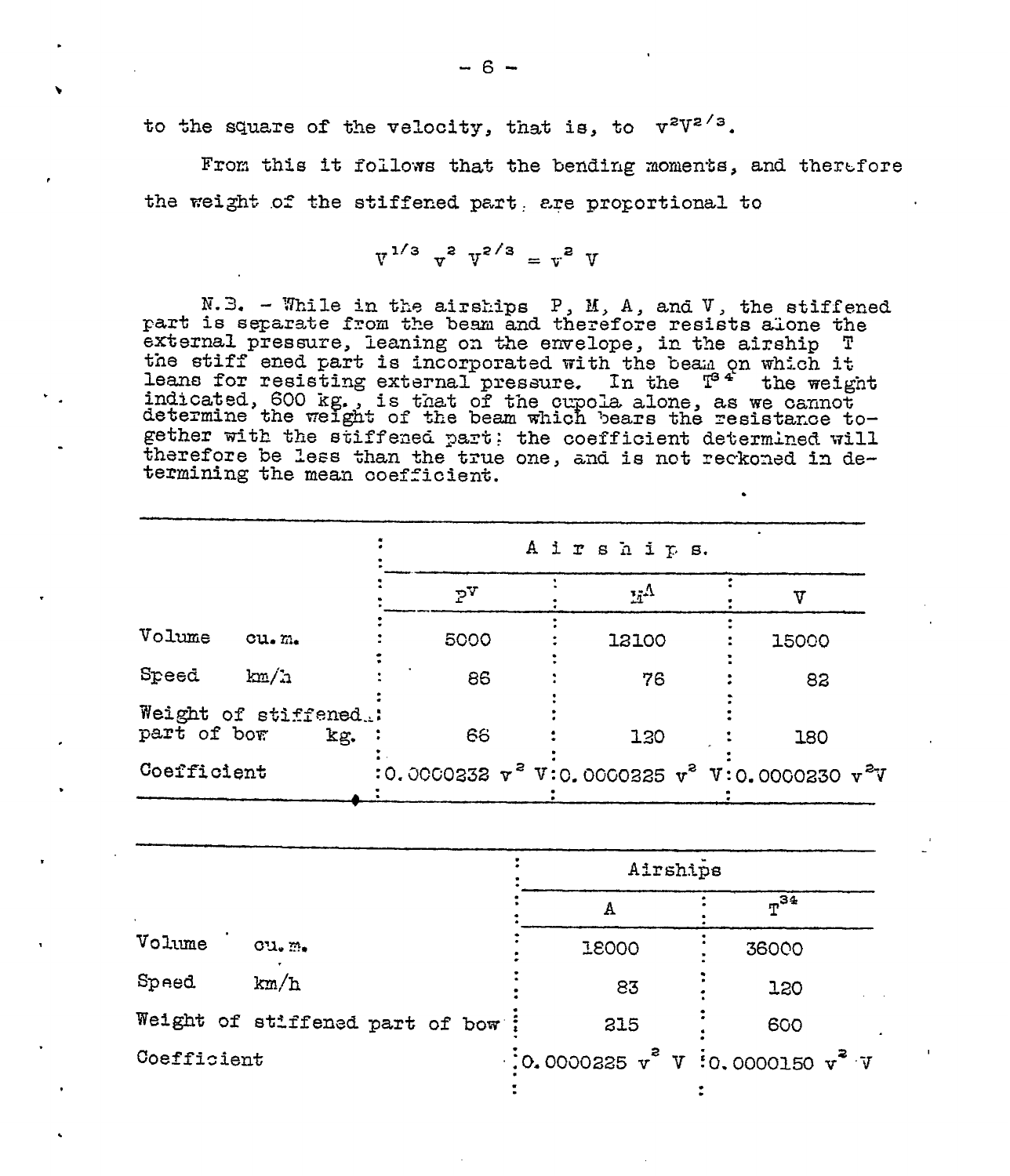to the square of the velocity, that is, to $v^2V^{2/3}$.

From this it follows that the bending moments, and therefore the weight of the stiffened part are proportional to

$$V^{1/3}\ v^2\ V^{2/3} = v^2\ V$$

N.B. - While in the airships P, M, A, and V, the stiffened part is separate from the beam and therefore resists alone the external pressure, leaning on the envelope, in the airship T the stiffened part is incorporated with the beam on which it leans for resisting external pressure. In the $T^{34}$ the weight indicated, 600 kg., is that of the cupola alone, as we cannot determine the weight of the beam which bears the resistance together with the stiffened part: the coefficient determined will therefore be less than the true one, and is not reckoned in determining the mean coefficient.

| | Airships | | |
|---|---|---|---|
| | $P^V$ | $M^A$ | V |
| Volume cu.m. | 5000 | 12100 | 15000 |
| Speed km/h | 86 | 76 | 82 |
| Weight of stiffened part of bow kg. | 66 | 120 | 180 |
| Coefficient | $0.0000232\ v^2\ V$ | $0.0000225\ v^2\ V$ | $0.0000230\ v^2 V$ |

| | Airships | |
|---|---|---|
| | A | $T^{34}$ |
| Volume cu.m. | 18000 | 36000 |
| Speed km/h | 83 | 120 |
| Weight of stiffened part of bow | 215 | 600 |
| Coefficient | $0.0000225\ v^2\ V$ | $0.0000150\ v^2\ V$ |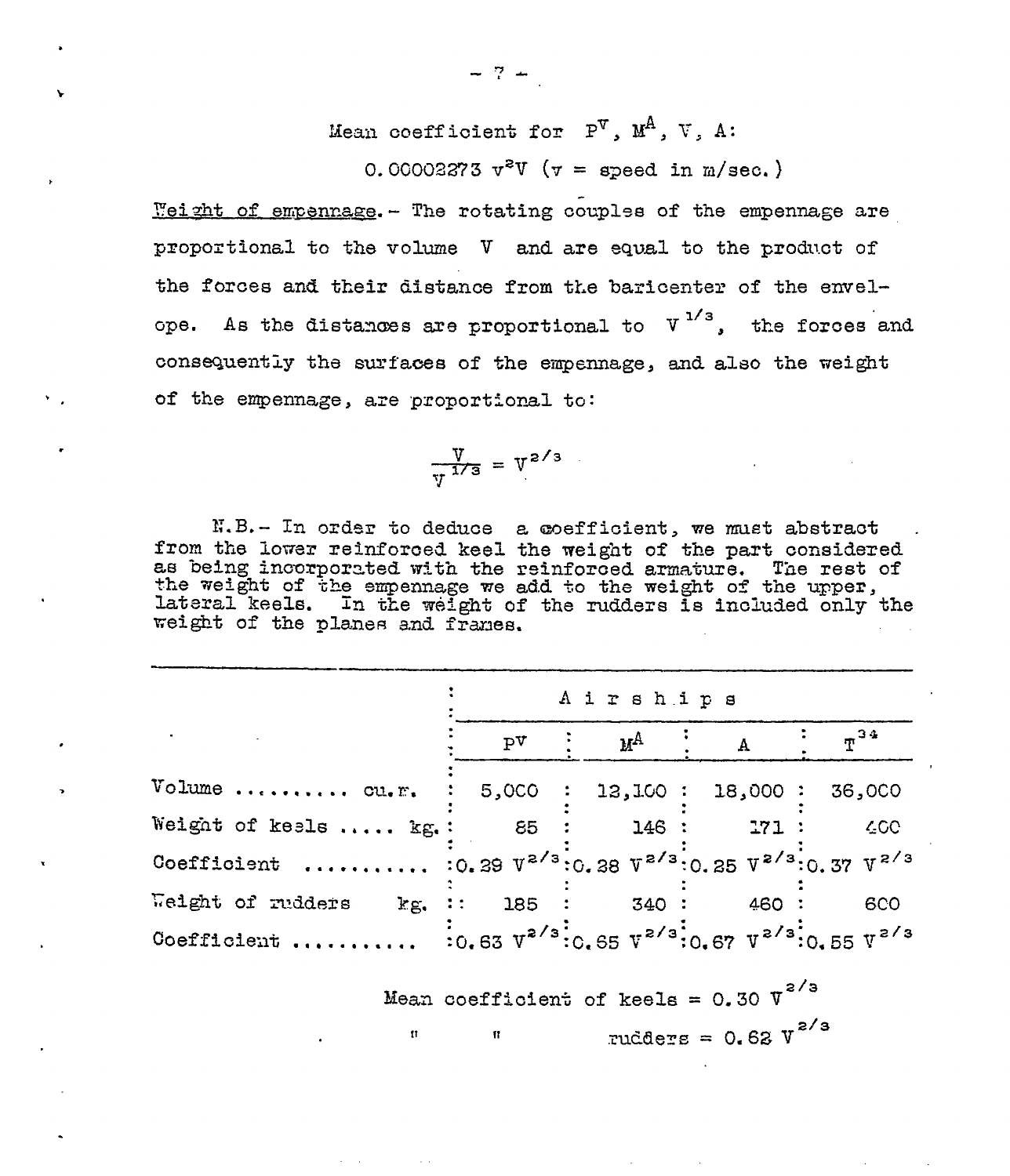Mean coefficient for $P^V$, $M^A$, V, A:

$0.00002273\ v^2V$ ($v$ = speed in m/sec.)

Weight of empennage.- The rotating couples of the empennage are proportional to the volume V and are equal to the product of the forces and their distance from the baricenter of the envelope. As the distances are proportional to $V^{1/3}$, the forces and consequently the surfaces of the empennage, and also the weight of the empennage, are proportional to:

$$\frac{V}{V^{1/3}} = V^{2/3}$$

N.B.- In order to deduce a coefficient, we must abstract from the lower reinforced keel the weight of the part considered as being incorporated with the reinforced armature. The rest of the weight of the empennage we add to the weight of the upper, lateral keels. In the weight of the rudders is included only the weight of the planes and frames.

| | Airships | | | |
|---|---|---|---|---|
| | $P^V$ | $M^A$ | A | $T^{34}$ |
| Volume .......... cu.m. | 5,000 | 12,100 | 18,000 | 36,000 |
| Weight of keels ..... kg. | 85 | 146 | 171 | 400 |
| Coefficient .......... | $0.29\ V^{2/3}$ | $0.28\ V^{2/3}$ | $0.25\ V^{2/3}$ | $0.37\ V^{2/3}$ |
| Weight of rudders kg. | 185 | 340 | 460 | 600 |
| Coefficient .......... | $0.63\ V^{2/3}$ | $0.65\ V^{2/3}$ | $0.67\ V^{2/3}$ | $0.55\ V^{2/3}$ |

Mean coefficient of keels = $0.30\ V^{2/3}$

" " rudders = $0.62\ V^{2/3}$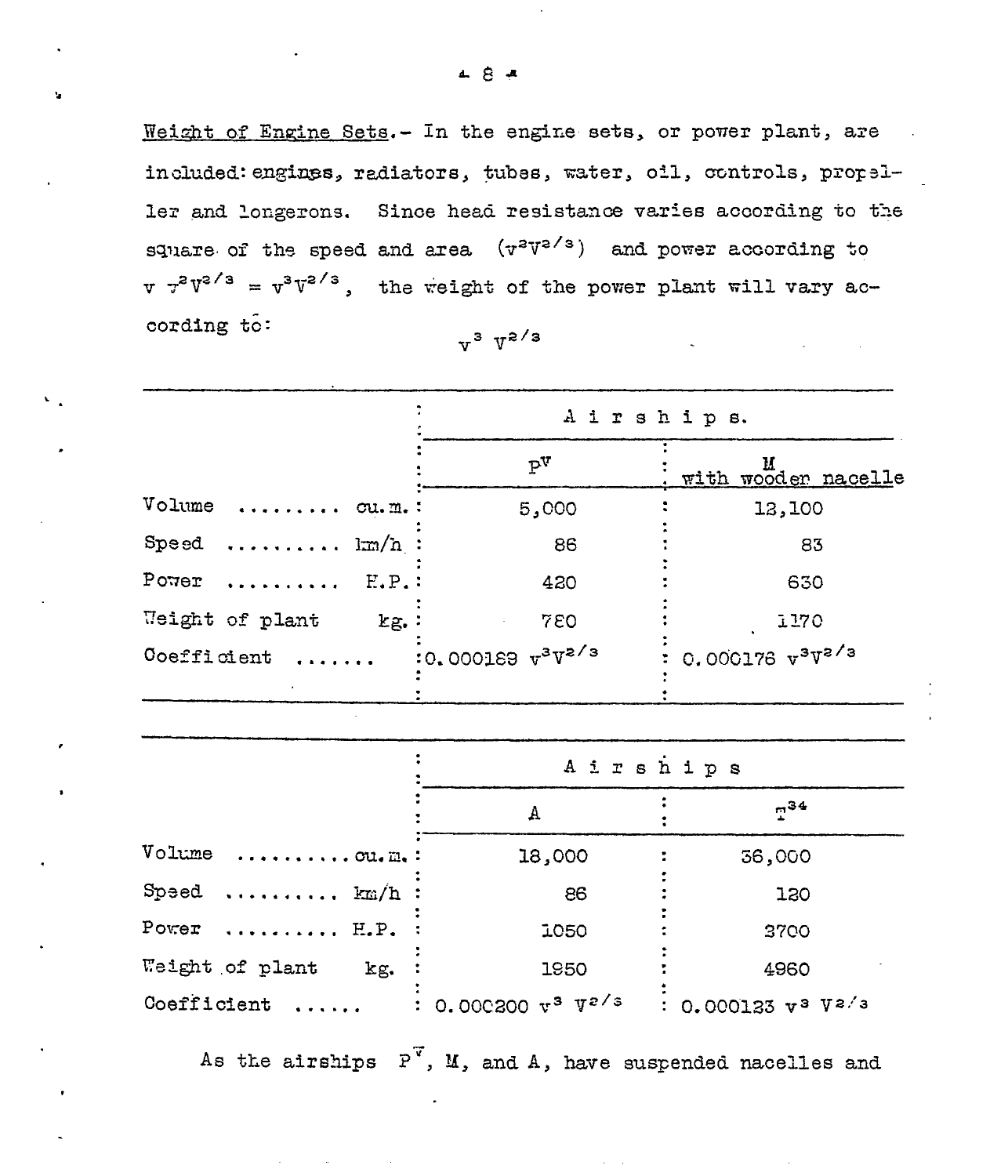Weight of Engine Sets.- In the engine sets, or power plant, are included: engines, radiators, tubes, water, oil, controls, propeller and longerons. Since head resistance varies according to the square of the speed and area ($v^2V^{2/3}$) and power according to $v\ v^2V^{2/3} = v^3V^{2/3}$, the weight of the power plant will vary according to:

$$v^3\ V^{2/3}$$

| | Airships. | |
|---|---|---|
| | $P^V$ | M with wooden nacelle |
| Volume ......... cu.m. | 5,000 | 13,100 |
| Speed .......... km/h | 86 | 83 |
| Power .......... H.P. | 420 | 630 |
| Weight of plant kg. | 780 | 1170 |
| Coefficient ....... | $0.000189\ v^3V^{2/3}$ | $0.000176\ v^3V^{2/3}$ |

| | Airships | |
|---|---|---|
| | A | $T^{34}$ |
| Volume .......... cu.m. | 18,000 | 36,000 |
| Speed .......... km/h | 86 | 120 |
| Power .......... H.P. | 1050 | 3700 |
| Weight of plant kg. | 1950 | 4960 |
| Coefficient ...... | $0.000200\ v^3\ V^{2/3}$ | $0.000123\ v^3\ V^{2/3}$ |

As the airships $P^V$, M, and A, have suspended nacelles and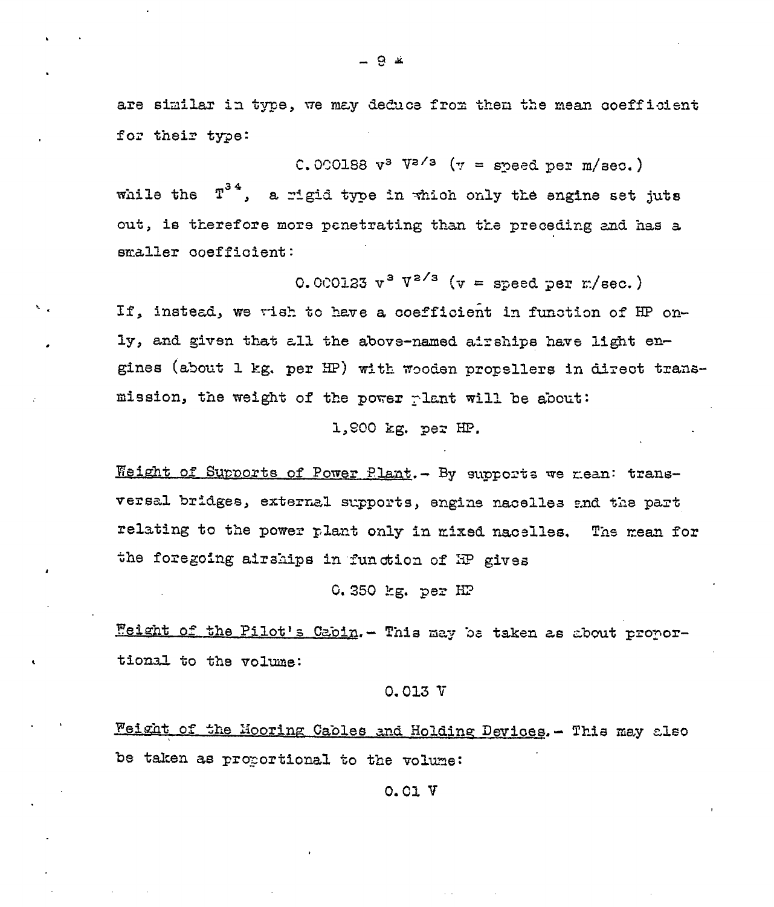are similar in type, we may deduce from them the mean coefficient for their type:

$$0.000188 \; v^3 \; V^{2/3} \quad (v = \text{speed per m/sec.})$$

while the $T^{34}$, a rigid type in which only the engine set juts out, is therefore more penetrating than the preceding and has a smaller coefficient:

$$0.000123 \; v^3 \; V^{2/3} \quad (v = \text{speed per m/sec.})$$

If, instead, we wish to have a coefficient in function of HP only, and given that all the above-named airships have light engines (about 1 kg. per HP) with wooden propellers in direct transmission, the weight of the power plant will be about:

1,900 kg. per HP.

<u>Weight of Supports of Power Plant.</u>- By supports we mean: transversal bridges, external supports, engine nacelles and the part relating to the power plant only in mixed nacelles. The mean for the foregoing airships in function of HP gives

0.350 kg. per HP

<u>Weight of the Pilot's Cabin.</u>- This may be taken as about proportional to the volume:

$$0.013 \; V$$

<u>Weight of the Mooring Cables and Holding Devices.</u>- This may also be taken as proportional to the volume:

$$0.01 \; V$$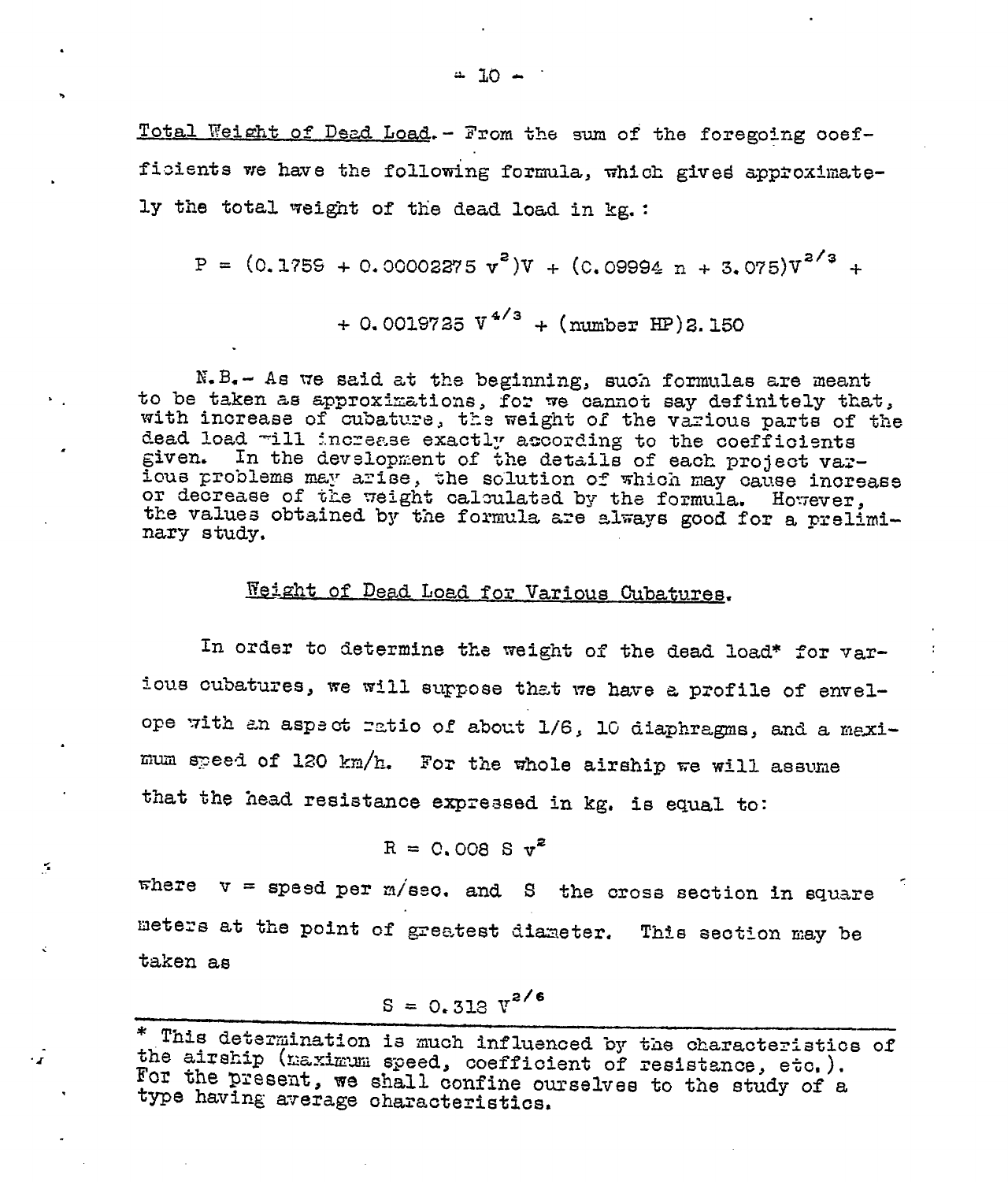**Total Weight of Dead Load.** - From the sum of the foregoing coefficients we have the following formula, which gives approximately the total weight of the dead load in kg.:

$$P = (0.1759 + 0.00002275\, v^2)V + (0.09994\, n + 3.075)V^{2/3} +$$

$$+ 0.0019725\, V^{4/3} + (\text{number HP})2.150$$

N.B.- As we said at the beginning, such formulas are meant to be taken as approximations, for we cannot say definitely that, with increase of cubature, the weight of the various parts of the dead load will increase exactly according to the coefficients given. In the development of the details of each project various problems may arise, the solution of which may cause increase or decrease of the weight calculated by the formula. However, the values obtained by the formula are always good for a preliminary study.

## Weight of Dead Load for Various Cubatures.

In order to determine the weight of the dead load* for various cubatures, we will suppose that we have a profile of envelope with an aspect ratio of about 1/6, 10 diaphragms, and a maximum speed of 120 km/h. For the whole airship we will assume that the head resistance expressed in kg. is equal to:

$$R = 0.008\, S\, v^2$$

where $v$ = speed per m/sec. and $S$ the cross section in square meters at the point of greatest diameter. This section may be taken as

$$S = 0.313\, V^{2/6}$$

---

* This determination is much influenced by the characteristics of the airship (maximum speed, coefficient of resistance, etc.). For the present, we shall confine ourselves to the study of a type having average characteristics.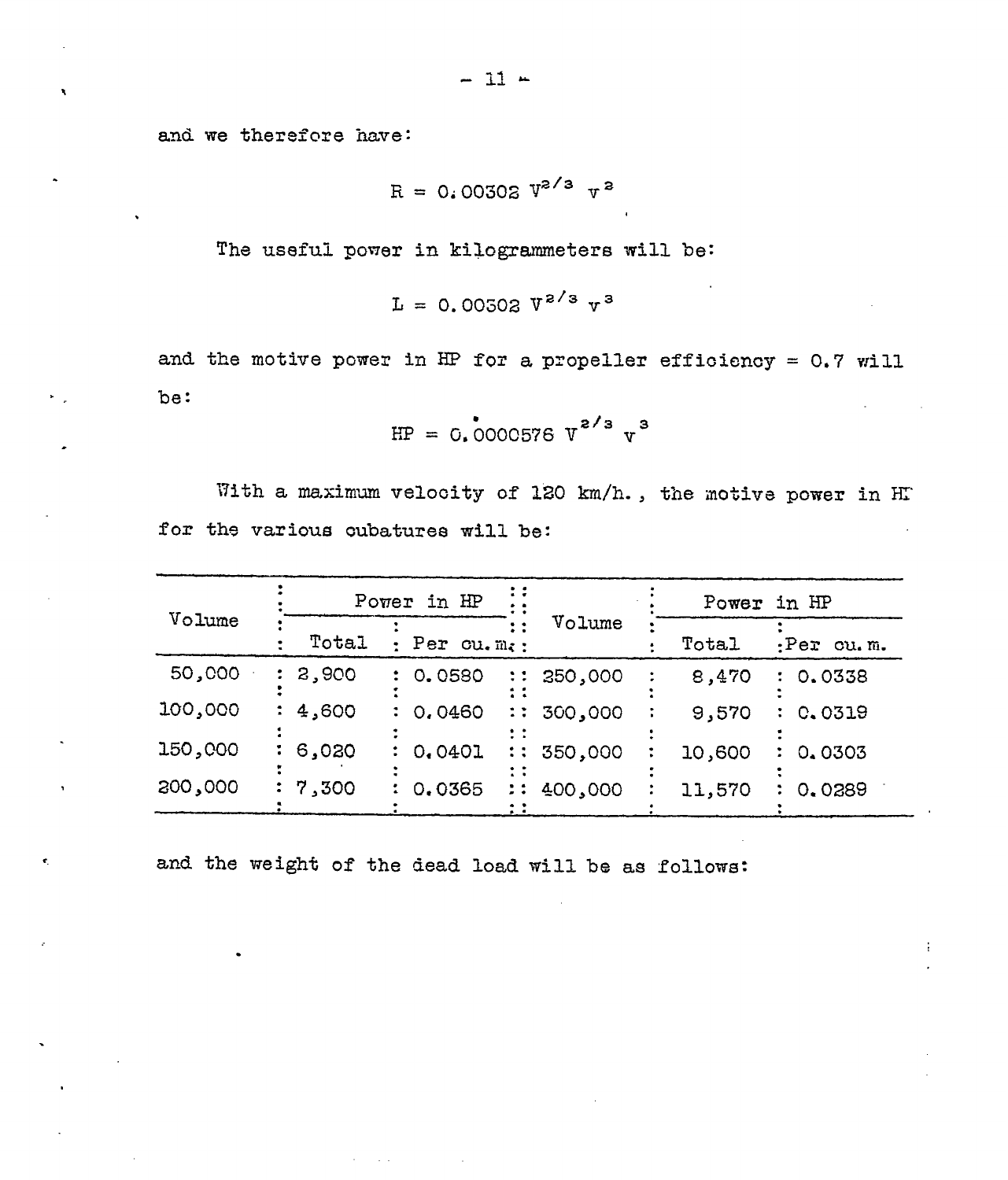and we therefore have:

$$R = 0.00302\ V^{2/3}\ v^{2}$$

The useful power in kilogrammeters will be:

$$L = 0.00302\ V^{2/3}\ v^{3}$$

and the motive power in HP for a propeller efficiency = 0.7 will be:

$$HP = 0.0000576\ V^{2/3}\ v^{3}$$

With a maximum velocity of 120 km/h., the motive power in HP for the various cubatures will be:

| Volume | Power in HP | | Volume | Power in HP | |
|---|---|---|---|---|---|
| | Total | Per cu.m. | | Total | Per cu.m. |
| 50,000 | 2,900 | 0.0580 | 250,000 | 8,470 | 0.0338 |
| 100,000 | 4,600 | 0.0460 | 300,000 | 9,570 | 0.0319 |
| 150,000 | 6,020 | 0.0401 | 350,000 | 10,600 | 0.0303 |
| 200,000 | 7,300 | 0.0365 | 400,000 | 11,570 | 0.0289 |

and the weight of the dead load will be as follows: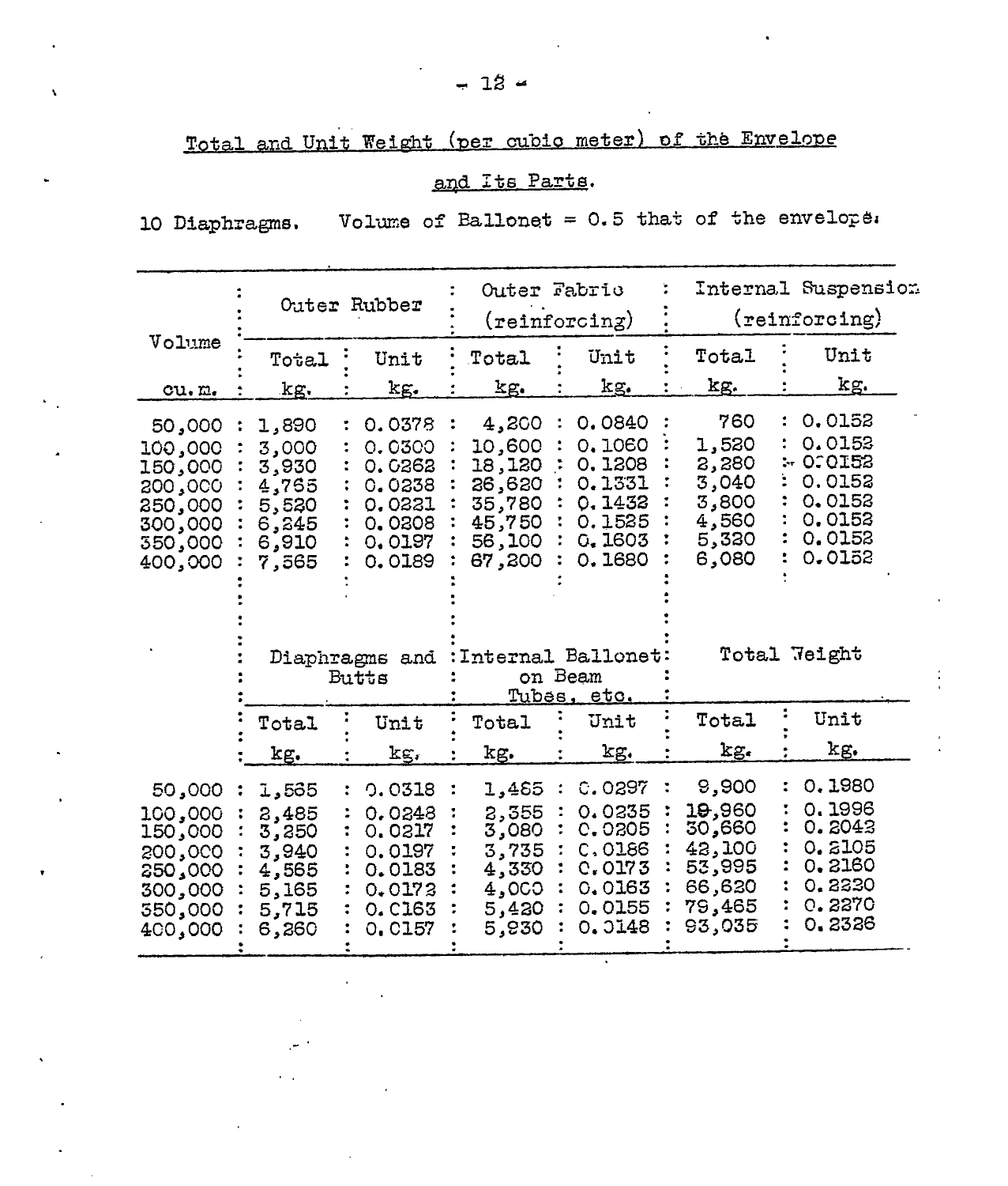## Total and Unit Weight (per cubic meter) of the Envelope and Its Parts.

10 Diaphragms. Volume of Ballonet = 0.5 that of the envelope.

| Volume cu. m. | Outer Rubber | | Outer Fabric (reinforcing) | | Internal Suspension (reinforcing) | |
|---|---|---|---|---|---|---|
| | Total kg. | Unit kg. | Total kg. | Unit kg. | Total kg. | Unit kg. |
| 50,000 | 1,890 | 0.0378 | 4,200 | 0.0840 | 760 | 0.0152 |
| 100,000 | 3,000 | 0.0300 | 10,600 | 0.1060 | 1,520 | 0.0152 |
| 150,000 | 3,930 | 0.0262 | 18,120 | 0.1208 | 2,280 | 0.0152 |
| 200,000 | 4,765 | 0.0238 | 26,620 | 0.1331 | 3,040 | 0.0152 |
| 250,000 | 5,520 | 0.0221 | 35,780 | 0.1432 | 3,800 | 0.0152 |
| 300,000 | 6,245 | 0.0208 | 45,750 | 0.1525 | 4,560 | 0.0152 |
| 350,000 | 6,910 | 0.0197 | 56,100 | 0.1603 | 5,320 | 0.0152 |
| 400,000 | 7,565 | 0.0189 | 67,200 | 0.1680 | 6,080 | 0.0152 |

| Volume cu. m. | Diaphragms and Butts | | Internal Ballonet on Beam Tubes, etc. | | Total Weight | |
|---|---|---|---|---|---|---|
| | Total kg. | Unit kg. | Total kg. | Unit kg. | Total kg. | Unit kg. |
| 50,000 | 1,585 | 0.0318 | 1,485 | 0.0297 | 9,900 | 0.1980 |
| 100,000 | 2,485 | 0.0248 | 2,355 | 0.0235 | 19,960 | 0.1996 |
| 150,000 | 3,250 | 0.0217 | 3,080 | 0.0205 | 30,660 | 0.2042 |
| 200,000 | 3,940 | 0.0197 | 3,735 | 0.0186 | 42,100 | 0.2105 |
| 250,000 | 4,565 | 0.0183 | 4,330 | 0.0173 | 53,995 | 0.2160 |
| 300,000 | 5,165 | 0.0172 | 4,900 | 0.0163 | 66,620 | 0.2220 |
| 350,000 | 5,715 | 0.0163 | 5,420 | 0.0155 | 79,465 | 0.2270 |
| 400,000 | 6,260 | 0.0157 | 5,930 | 0.0148 | 93,035 | 0.2326 |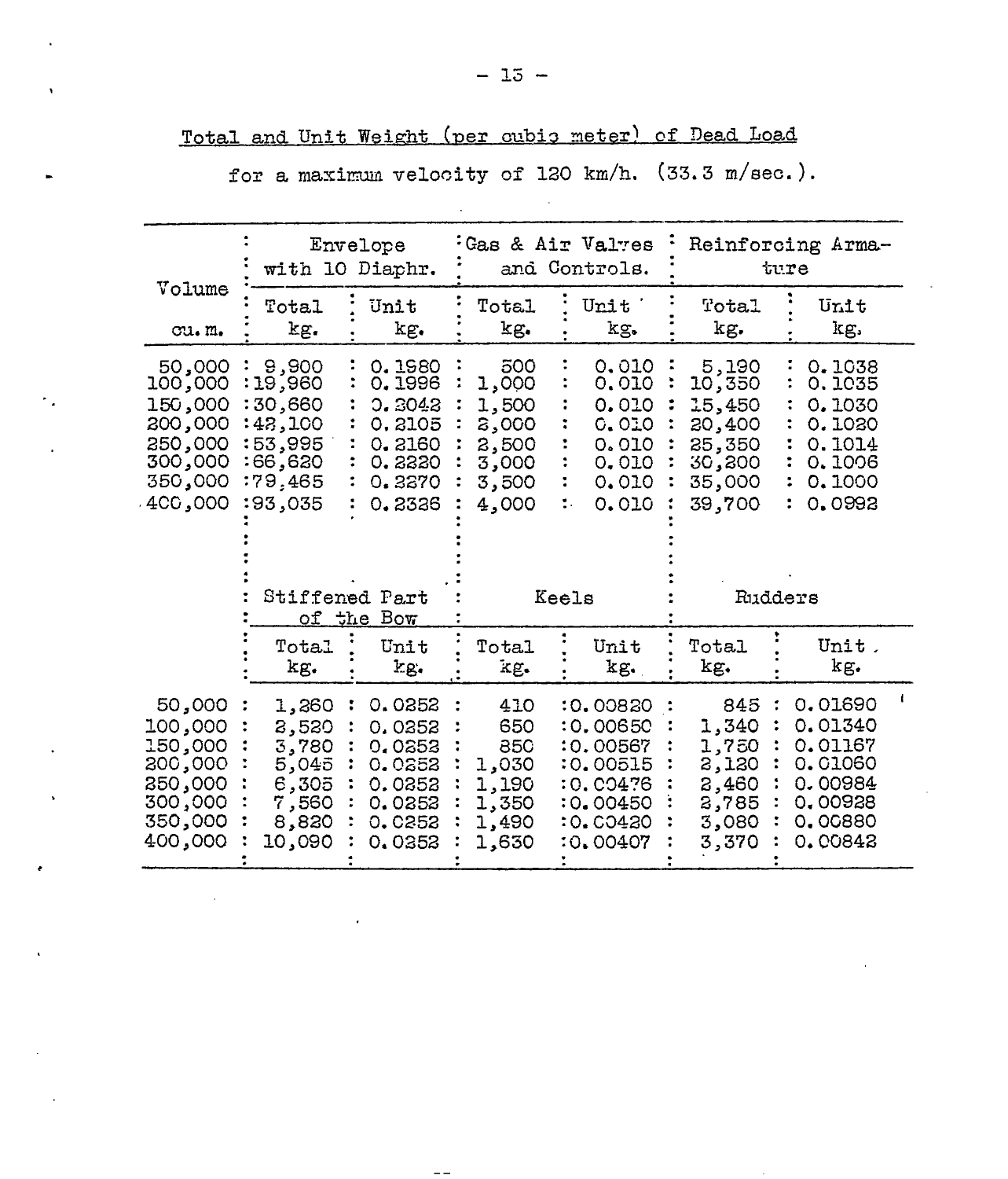Total and Unit Weight (per cubic meter) of Dead Load

for a maximum velocity of 120 km/h. (33.3 m/sec.).

| Volume | Envelope with 10 Diaphr. | | Gas & Air Valves and Controls. | | Reinforcing Armature | |
|---|---|---|---|---|---|---|
| cu. m. | Total kg. | Unit kg. | Total kg. | Unit kg. | Total kg. | Unit kg. |
| 50,000 | 9,900 | 0.1980 | 500 | 0.010 | 5,190 | 0.1038 |
| 100,000 | 19,960 | 0.1996 | 1,000 | 0.010 | 10,350 | 0.1035 |
| 150,000 | 30,660 | 0.2042 | 1,500 | 0.010 | 15,450 | 0.1030 |
| 200,000 | 42,100 | 0.2105 | 2,000 | 0.010 | 20,400 | 0.1020 |
| 250,000 | 53,995 | 0.2160 | 2,500 | 0.010 | 25,350 | 0.1014 |
| 300,000 | 66,620 | 0.2220 | 3,000 | 0.010 | 30,200 | 0.1006 |
| 350,000 | 79,465 | 0.2270 | 3,500 | 0.010 | 35,000 | 0.1000 |
| 400,000 | 93,035 | 0.2326 | 4,000 | 0.010 | 39,700 | 0.0992 |

| Volume | Stiffened Part of the Bow | | Keels | | Rudders | |
|---|---|---|---|---|---|---|
| cu. m. | Total kg. | Unit kg. | Total kg. | Unit kg. | Total kg. | Unit kg. |
| 50,000 | 1,260 | 0.0252 | 410 | 0.00820 | 845 | 0.01690 |
| 100,000 | 2,520 | 0.0252 | 650 | 0.00650 | 1,340 | 0.01340 |
| 150,000 | 3,780 | 0.0252 | 850 | 0.00567 | 1,750 | 0.01167 |
| 200,000 | 5,045 | 0.0252 | 1,030 | 0.00515 | 2,120 | 0.01060 |
| 250,000 | 6,305 | 0.0252 | 1,190 | 0.00476 | 2,460 | 0.00984 |
| 300,000 | 7,560 | 0.0252 | 1,350 | 0.00450 | 2,785 | 0.00928 |
| 350,000 | 8,820 | 0.0252 | 1,490 | 0.00420 | 3,080 | 0.00880 |
| 400,000 | 10,090 | 0.0252 | 1,630 | 0.00407 | 3,370 | 0.00842 |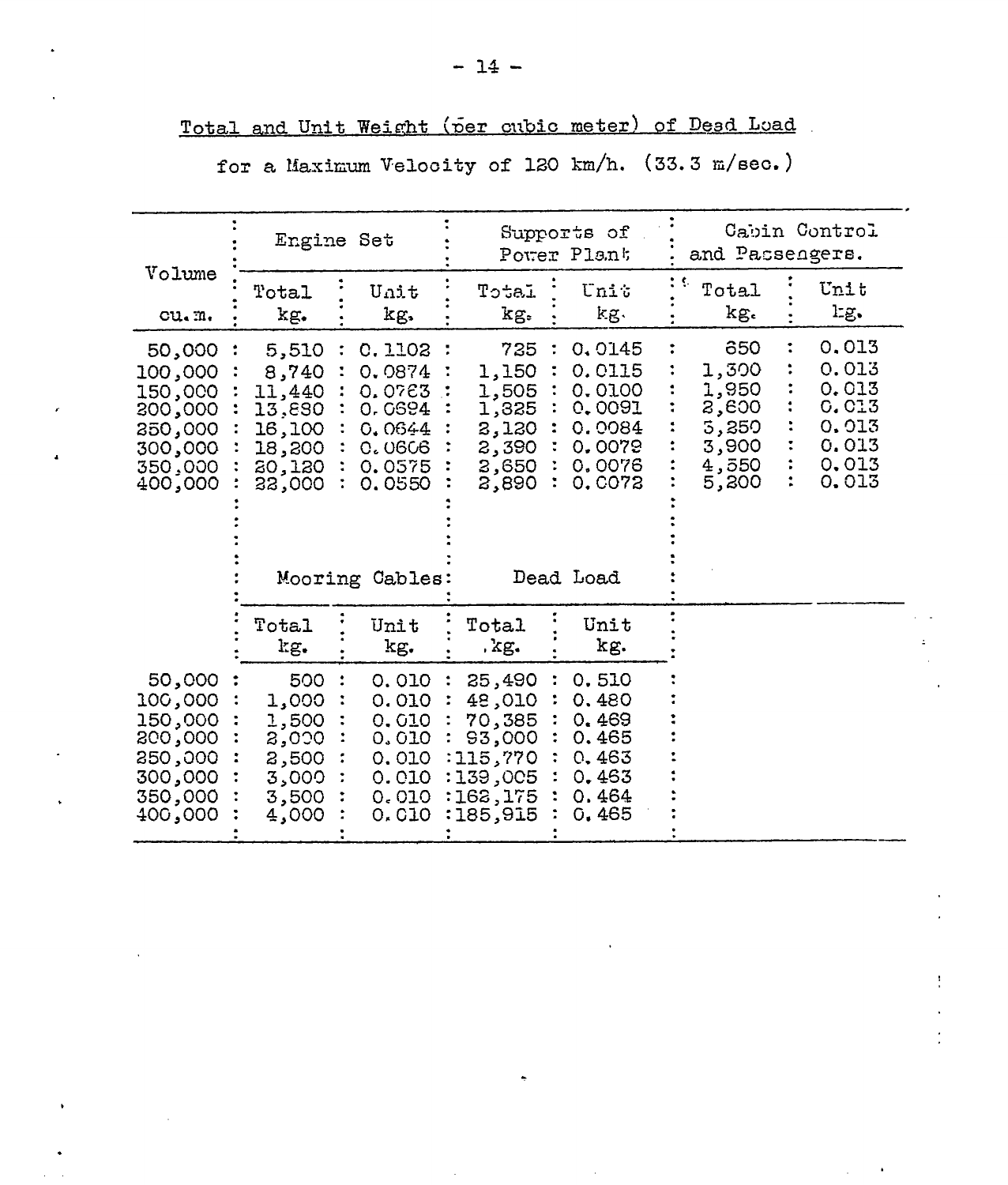Total and Unit Weight (per cubic meter) of Dead Load

for a Maximum Velocity of 120 km/h. (33.3 m/sec.)

| Volume cu. m. | Engine Set | | Supports of Power Plant | | Cabin Control and Passengers. | |
|---|---|---|---|---|---|---|
| | Total kg. | Unit kg. | Total kg. | Unit kg. | Total kg. | Unit kg. |
| 50,000 | 5,510 | 0.1102 | 725 | 0.0145 | 650 | 0.013 |
| 100,000 | 8,740 | 0.0874 | 1,150 | 0.0115 | 1,300 | 0.013 |
| 150,000 | 11,440 | 0.0763 | 1,505 | 0.0100 | 1,950 | 0.013 |
| 200,000 | 13,880 | 0.0694 | 1,825 | 0.0091 | 2,600 | 0.013 |
| 250,000 | 16,100 | 0.0644 | 2,120 | 0.0084 | 3,250 | 0.013 |
| 300,000 | 18,200 | 0.0606 | 2,390 | 0.0072 | 3,900 | 0.013 |
| 350,000 | 20,120 | 0.0575 | 2,650 | 0.0076 | 4,550 | 0.013 |
| 400,000 | 22,000 | 0.0550 | 2,890 | 0.0072 | 5,200 | 0.013 |

| Volume cu. m. | Mooring Cables | | Dead Load | |
|---|---|---|---|---|
| | Total kg. | Unit kg. | Total kg. | Unit kg. |
| 50,000 | 500 | 0.010 | 25,490 | 0.510 |
| 100,000 | 1,000 | 0.010 | 48,010 | 0.480 |
| 150,000 | 1,500 | 0.010 | 70,385 | 0.469 |
| 200,000 | 2,000 | 0.010 | 93,000 | 0.465 |
| 250,000 | 2,500 | 0.010 | 115,770 | 0.463 |
| 300,000 | 3,000 | 0.010 | 139,005 | 0.463 |
| 350,000 | 3,500 | 0.010 | 162,175 | 0.464 |
| 400,000 | 4,000 | 0.010 | 185,915 | 0.465 |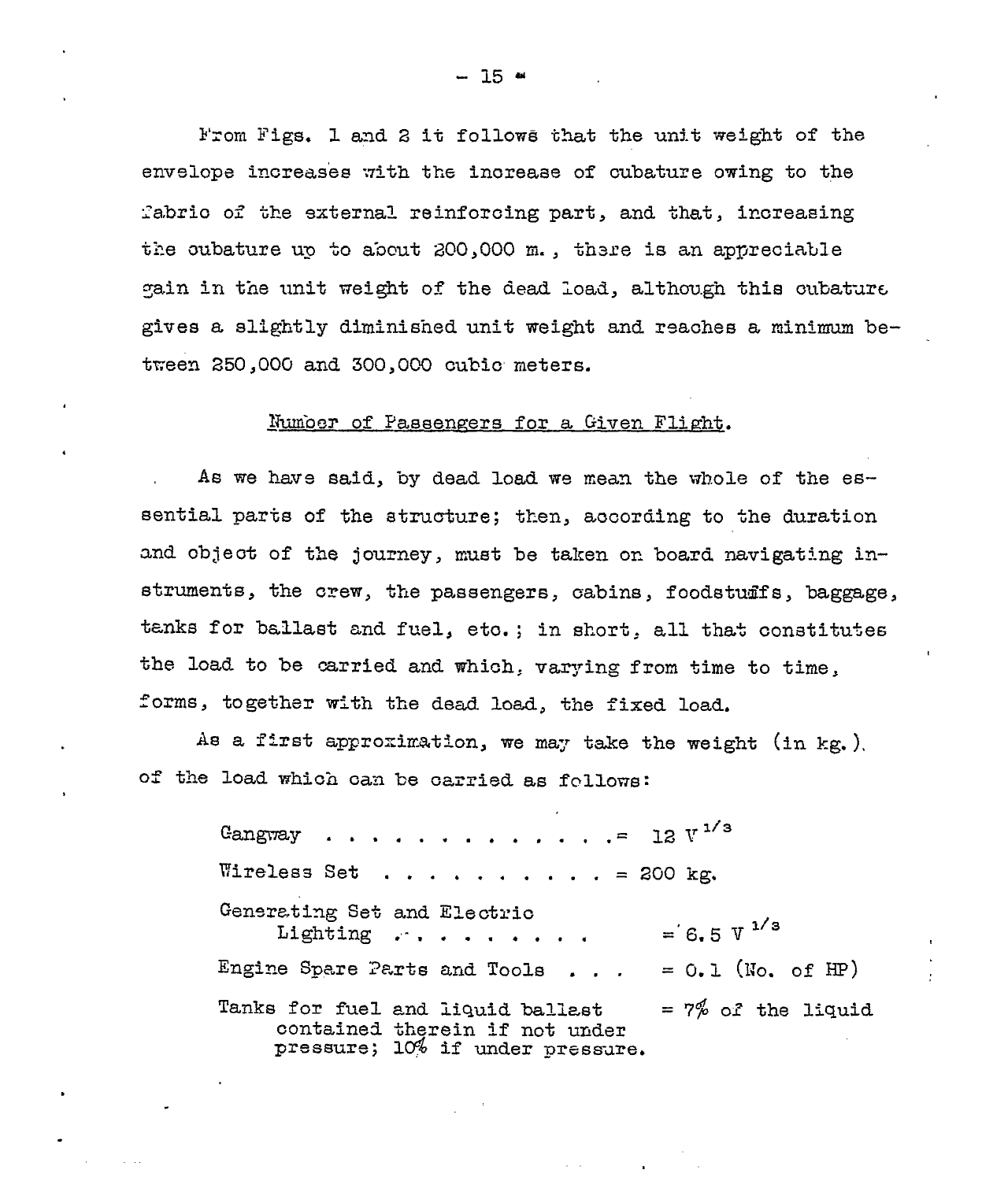From Figs. 1 and 2 it follows that the unit weight of the envelope increases with the increase of cubature owing to the fabric of the external reinforcing part, and that, increasing the cubature up to about 200,000 m., there is an appreciable gain in the unit weight of the dead load, although this cubature gives a slightly diminished unit weight and reaches a minimum between 250,000 and 300,000 cubic meters.

## Number of Passengers for a Given Flight.

As we have said, by dead load we mean the whole of the essential parts of the structure; then, according to the duration and object of the journey, must be taken on board navigating instruments, the crew, the passengers, cabins, foodstuffs, baggage, tanks for ballast and fuel, etc.; in short, all that constitutes the load to be carried and which, varying from time to time, forms, together with the dead load, the fixed load.

As a first approximation, we may take the weight (in kg.) of the load which can be carried as follows:

| | |
|---|---|
| Gangway . . . . . . . . . . . . . . | $= 12\ V^{1/3}$ |
| Wireless Set . . . . . . . . . . . | = 200 kg. |
| Generating Set and Electric Lighting . . . . . . . . . | $= 6.5\ V^{1/3}$ |
| Engine Spare Parts and Tools . . . | = 0.1 (No. of HP) |
| Tanks for fuel and liquid ballast contained therein if not under pressure; 10% if under pressure. | = 7% of the liquid |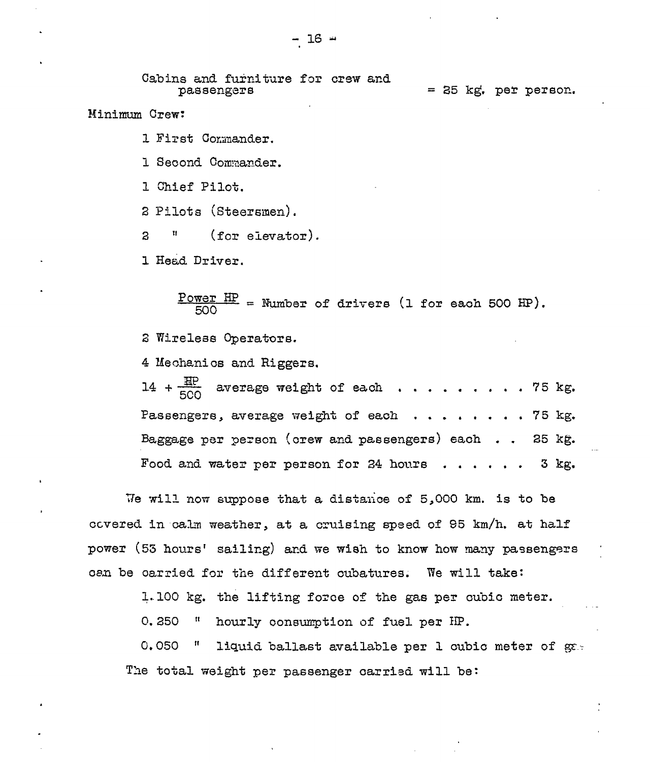Cabins and furniture for crew and passengers = 25 kg. per person.

Minimum Crew:

1 First Commander.

1 Second Commander.

1 Chief Pilot.

2 Pilots (Steersmen).

2 " (for elevator).

1 Head Driver.

$$\frac{\text{Power HP}}{500} = \text{Number of drivers (1 for each 500 HP).}$$

2 Wireless Operators.

4 Mechanics and Riggers.

$14 + \frac{HP}{500}$ average weight of each . . . . . . . . . . 75 kg.

Passengers, average weight of each . . . . . . . . . 75 kg.

Baggage per person (crew and passengers) each . . 25 kg.

Food and water per person for 24 hours . . . . . . 3 kg.

We will now suppose that a distance of 5,000 km. is to be covered in calm weather, at a cruising speed of 95 km/h. at half power (53 hours' sailing) and we wish to know how many passengers can be carried for the different cubatures. We will take:

1.100 kg. the lifting force of the gas per cubic meter.

0.250 " hourly consumption of fuel per HP.

0.050 " liquid ballast available per 1 cubic meter of gas

The total weight per passenger carried will be: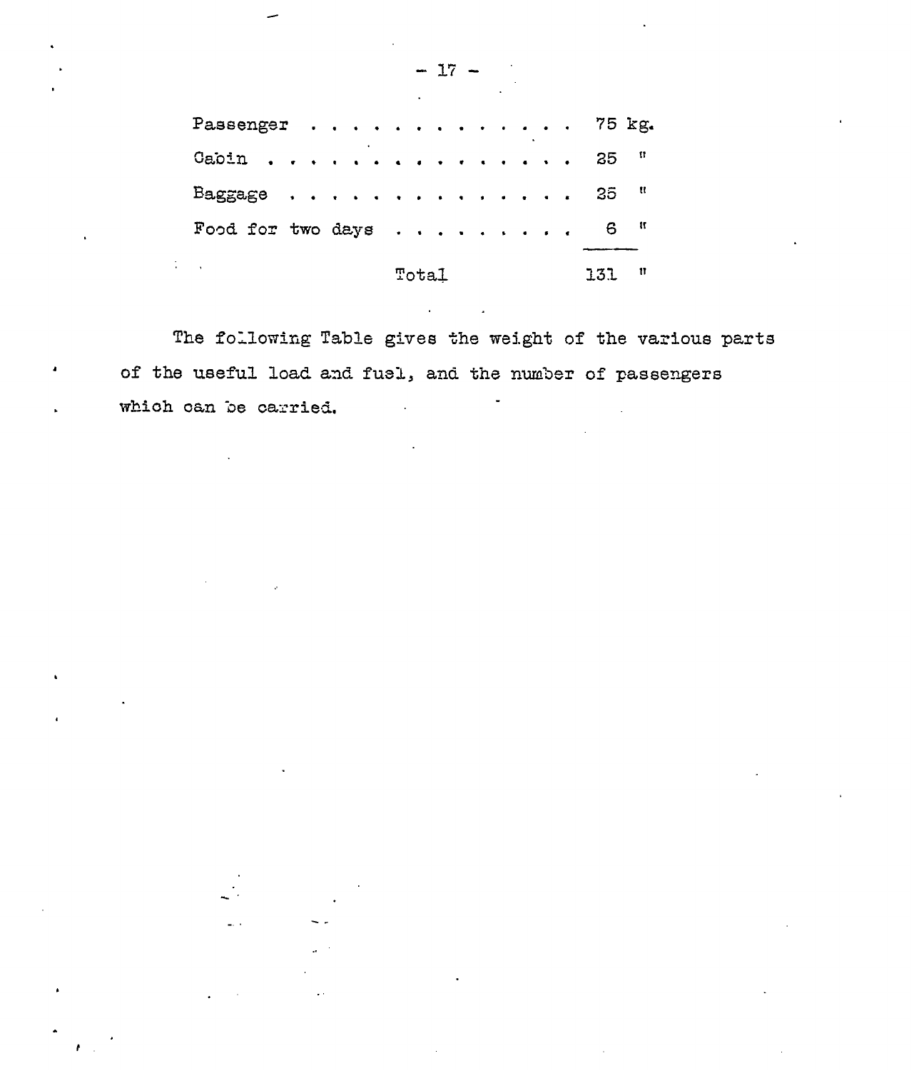| Item | Weight |
|---|---|
| Passenger | 75 kg. |
| Cabin | 25 " |
| Baggage | 25 " |
| Food for two days | 6 " |
| Total | 131 " |

The following Table gives the weight of the various parts of the useful load and fuel, and the number of passengers which can be carried.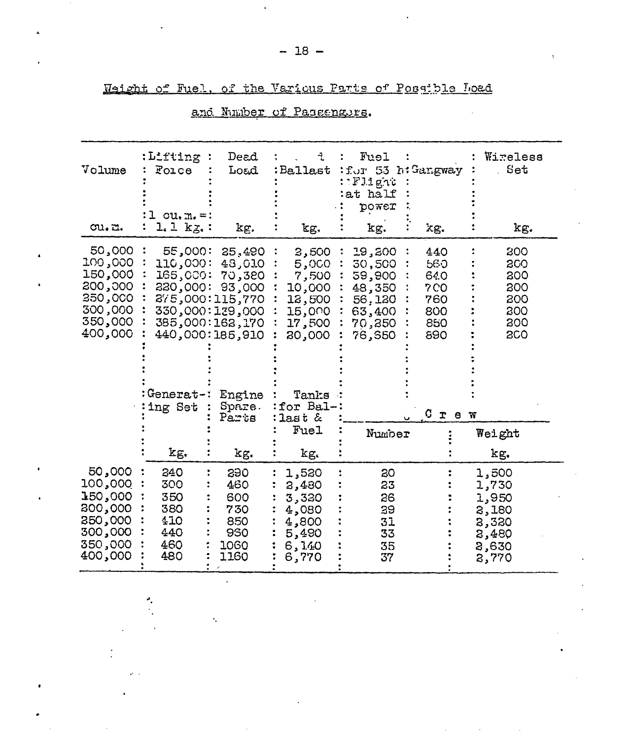Weight of Fuel, of the Various Parts of Possible Load

and Number of Passengers.

| Volume | Lifting Force (1 cu.m. = 1.1 kg.) | Dead Load | ½ Ballast | Fuel for 53 h Flight at half power | Gangway | Wireless Set |
|---|---|---|---|---|---|---|
| cu.m. | | kg. | kg. | kg. | kg. | kg. |
| 50,000 | 55,000 | 25,490 | 2,500 | 19,200 | 440 | 200 |
| 100,000 | 110,000 | 48,010 | 5,000 | 30,500 | 560 | 200 |
| 150,000 | 165,000 | 70,380 | 7,500 | 39,900 | 640 | 200 |
| 200,000 | 220,000 | 93,000 | 10,000 | 48,350 | 700 | 200 |
| 250,000 | 275,000 | 115,770 | 12,500 | 56,120 | 760 | 200 |
| 300,000 | 330,000 | 139,000 | 15,000 | 63,400 | 800 | 200 |
| 350,000 | 385,000 | 162,170 | 17,500 | 70,250 | 850 | 200 |
| 400,000 | 440,000 | 185,910 | 20,000 | 76,350 | 890 | 200 |

| Volume | Generating Set | Engine Spare Parts | Tanks for Ballast & Fuel | Crew | |
|---|---|---|---|---|---|
| | | | | Number | Weight |
| cu.m. | kg. | kg. | kg. | | kg. |
| 50,000 | 240 | 290 | 1,520 | 20 | 1,500 |
| 100,000 | 300 | 460 | 2,480 | 23 | 1,730 |
| 150,000 | 350 | 600 | 3,320 | 26 | 1,950 |
| 200,000 | 380 | 730 | 4,080 | 29 | 2,180 |
| 250,000 | 410 | 850 | 4,800 | 31 | 2,320 |
| 300,000 | 440 | 950 | 5,490 | 33 | 2,480 |
| 350,000 | 460 | 1060 | 6,140 | 35 | 2,630 |
| 400,000 | 480 | 1160 | 6,770 | 37 | 2,770 |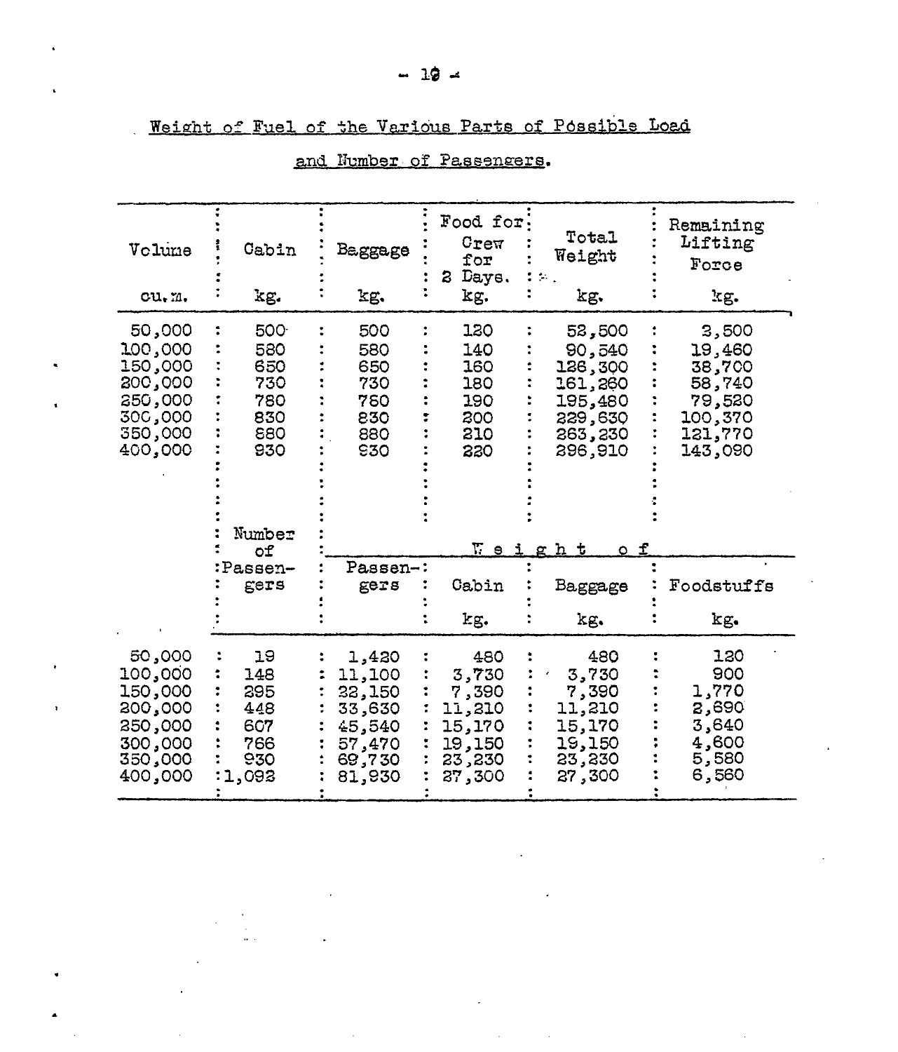## Weight of Fuel of the Various Parts of Possible Load

## and Number of Passengers.

| Volume cu.m. | Cabin kg. | Baggage kg. | Food for Crew for 2 Days. kg. | Total Weight kg. | Remaining Lifting Force kg. |
|---|---|---|---|---|---|
| 50,000 | 500 | 500 | 120 | 52,500 | 2,500 |
| 100,000 | 580 | 580 | 140 | 90,540 | 19,460 |
| 150,000 | 650 | 650 | 160 | 126,300 | 38,700 |
| 200,000 | 730 | 730 | 180 | 161,260 | 58,740 |
| 250,000 | 780 | 780 | 190 | 195,480 | 79,520 |
| 300,000 | 830 | 830 | 200 | 229,630 | 100,370 |
| 350,000 | 880 | 880 | 210 | 263,230 | 121,770 |
| 400,000 | 930 | 930 | 220 | 296,910 | 143,090 |

| Volume cu.m. | Number of Passengers | Weight of Passengers | Weight of Cabin kg. | Weight of Baggage kg. | Weight of Foodstuffs kg. |
|---|---|---|---|---|---|
| 50,000 | 19 | 1,420 | 480 | 480 | 120 |
| 100,000 | 148 | 11,100 | 3,730 | 3,730 | 900 |
| 150,000 | 295 | 22,150 | 7,390 | 7,390 | 1,770 |
| 200,000 | 448 | 33,630 | 11,210 | 11,210 | 2,690 |
| 250,000 | 607 | 45,540 | 15,170 | 15,170 | 3,640 |
| 300,000 | 766 | 57,470 | 19,150 | 19,150 | 4,600 |
| 350,000 | 930 | 69,730 | 23,230 | 23,230 | 5,580 |
| 400,000 | 1,092 | 81,930 | 27,300 | 27,300 | 6,560 |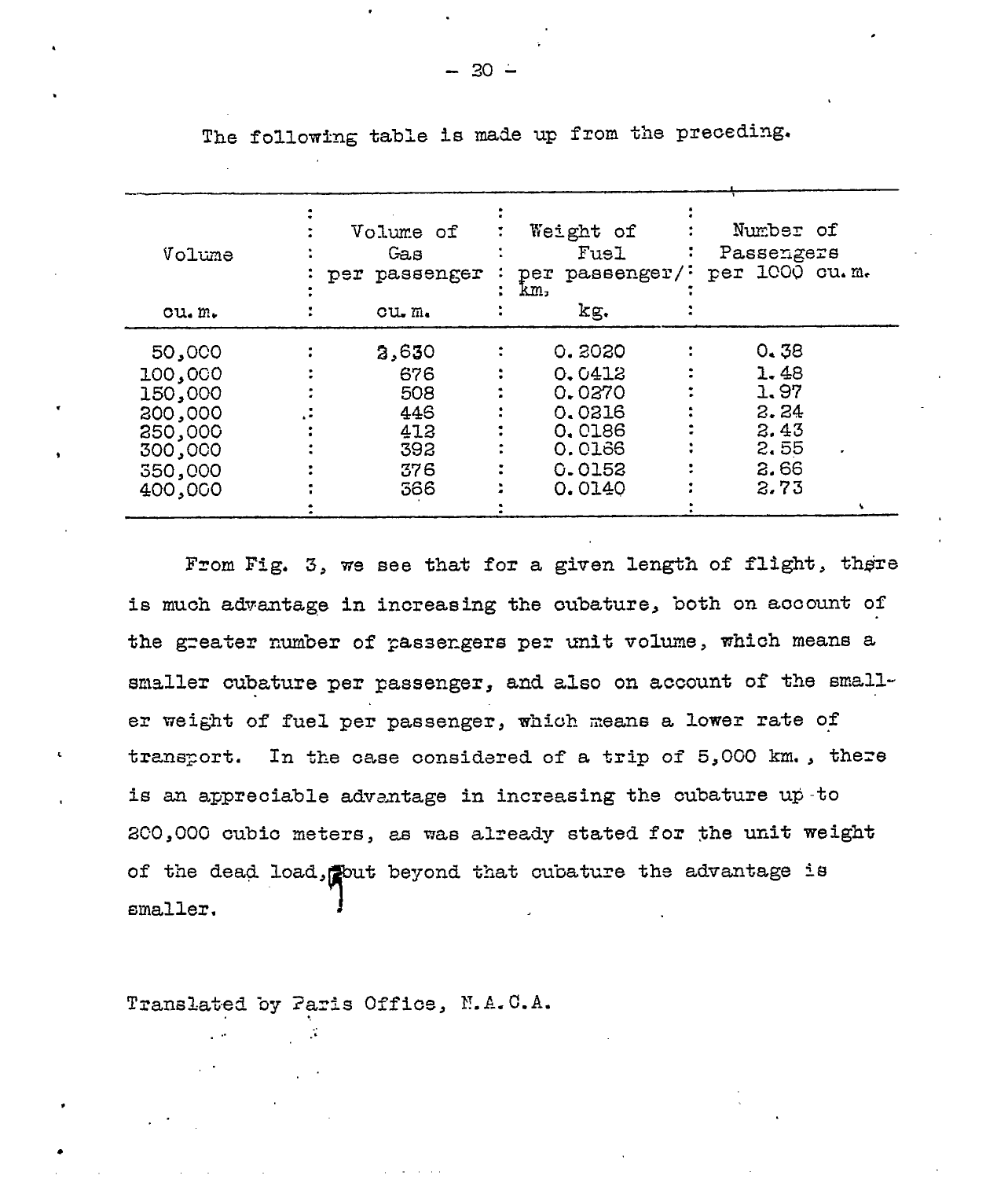The following table is made up from the preceding.

| Volume | Volume of Gas per passenger | Weight of Fuel per passenger/ km. | Number of Passengers per 1000 cu. m. |
|---|---|---|---|
| cu. m. | cu. m. | kg. | |
| 50,000 | 2,630 | 0.2020 | 0.38 |
| 100,000 | 676 | 0.0412 | 1.48 |
| 150,000 | 508 | 0.0270 | 1.97 |
| 200,000 | 446 | 0.0216 | 2.24 |
| 250,000 | 412 | 0.0186 | 2.43 |
| 300,000 | 392 | 0.0166 | 2.55 |
| 350,000 | 376 | 0.0152 | 2.66 |
| 400,000 | 366 | 0.0140 | 2.73 |

From Fig. 3, we see that for a given length of flight, there is much advantage in increasing the cubature, both on account of the greater number of passengers per unit volume, which means a smaller cubature per passenger, and also on account of the smaller weight of fuel per passenger, which means a lower rate of transport. In the case considered of a trip of 5,000 km., there is an appreciable advantage in increasing the cubature up to 200,000 cubic meters, as was already stated for the unit weight of the dead load, but beyond that cubature the advantage is smaller.

Translated by Paris Office, N.A.C.A.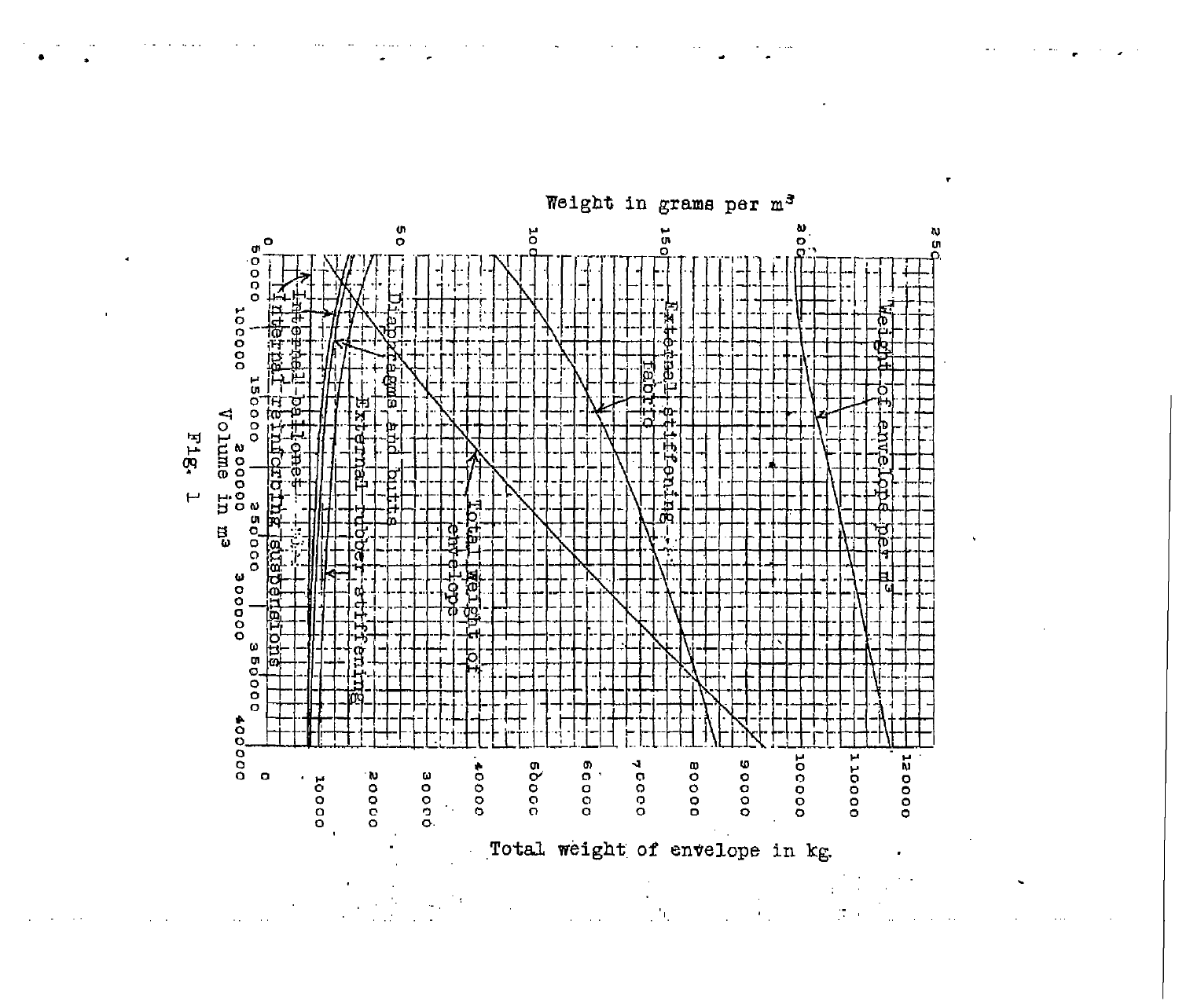Weight in grams per m³

0 50 100 150 200 250

Volume in m³

50000 100000 150000 200000 250000 300000 350000 400000

Total weight of envelope in kg.

0 10000 20000 30000 40000 50000 60000 70000 80000 90000 100000 110000 120000

Weight of envelope per m³

External stiffening fabric

Total weight of envelope

Diaphragms and butts

External rubber stiffening

Internal ballonet

Internal reinforcing suspensions

Fig. 1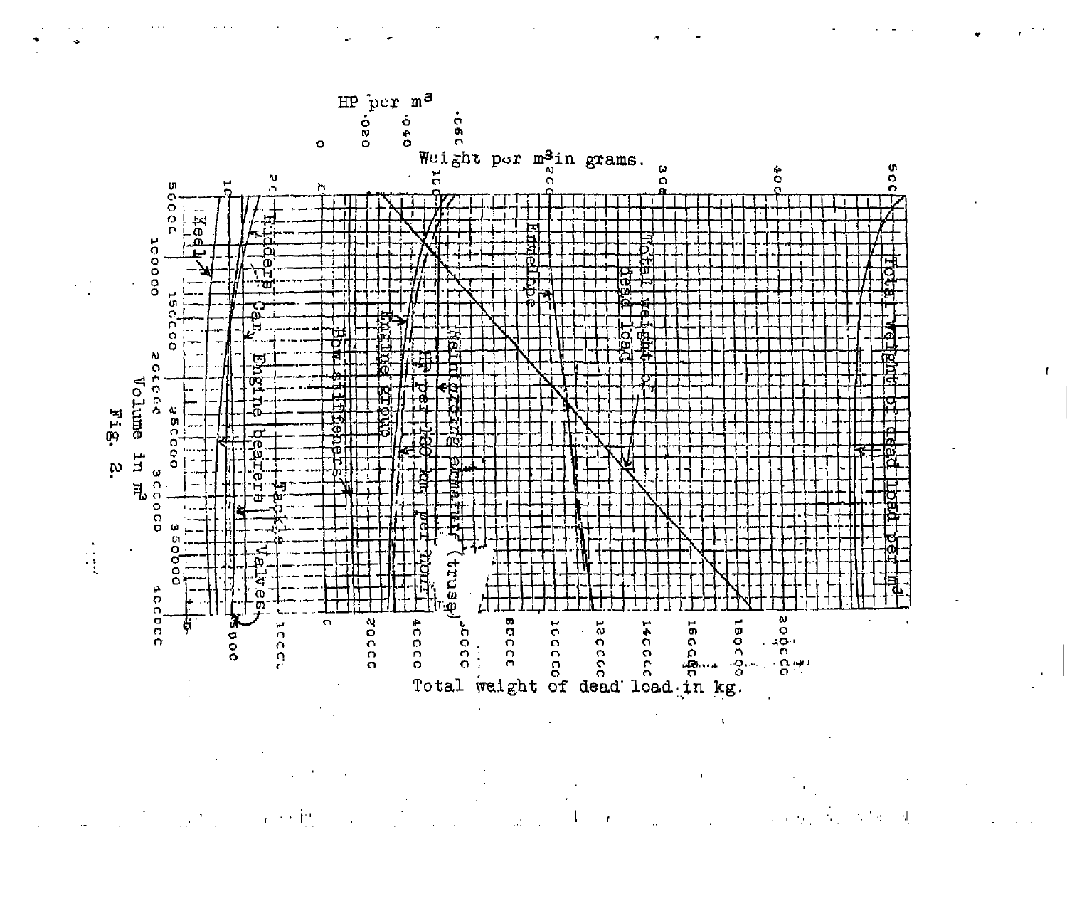HP per m³

Weight per m³ in grams.

Keel

Rudders

Car

Engine bearers

Tackle

Valves

Bow stiffeners

Engine group

HP per 130 km. per hour

Reinforcing elements (truss)

Envelope

Total weight of dead load

Total weight of dead load per m³

Volume in m³

Total weight of dead load in kg.

Fig. 2.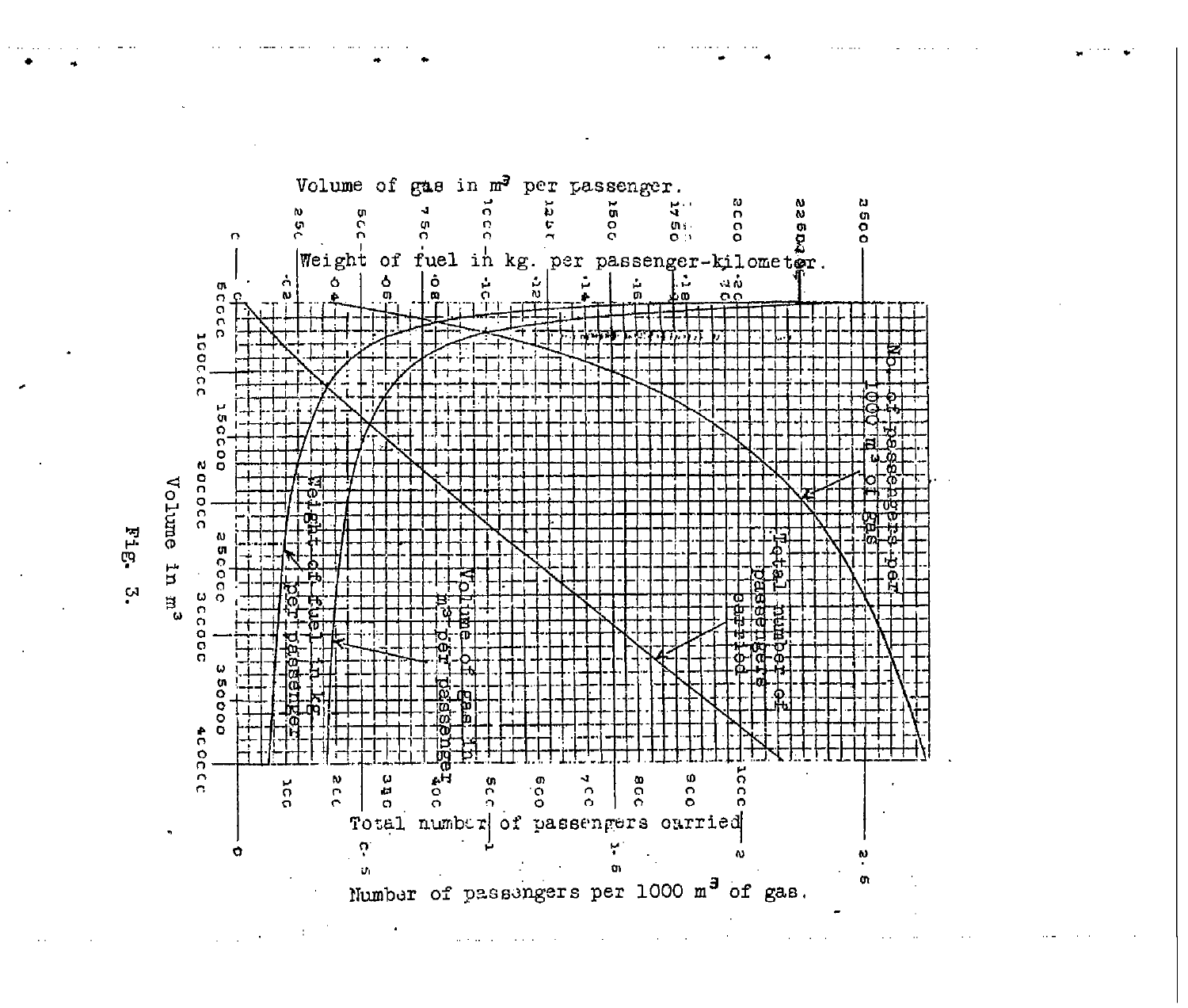Volume of gas in m³ per passenger.

0 250 500 750 1000 1250 1500 1750 2000 2250 2500

Weight of fuel in kg. per passenger-kilometer.

.02 .04 .06 .08 .10 .12 .14 .16 .18 .20

50000 100000 150000 200000 250000 300000 350000 400000

Volume in m³

No. of passengers per 1000 m³ of gas

Total number of passengers carried

Volume of gas in m³ per passenger

Weight of fuel in kg per passenger

100 200 300 400 500 600 700 800 900 1000

Total number of passengers carried

0 0.5 1 1.5 2 2.5

Number of passengers per 1000 m³ of gas.

Fig. 3.